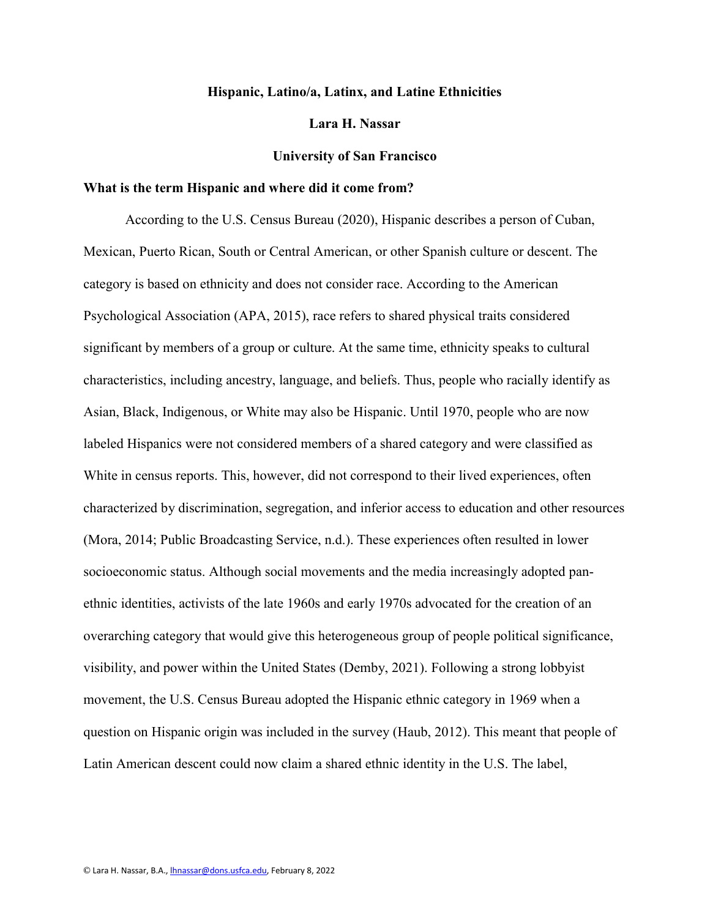# Hispanic, Latino/a, Latinx, and Latine Ethnicities

**Lara H. Nassar**

**University of San Francisco**

## What is the term Hispanic and where did it come from?

According to the U.S. Census Bureau (2020), Hispanic describes a person of Cuban, Mexican, Puerto Rican, South or Central American, or other Spanish culture or descent. The category is based on ethnicity and does not consider race. According to the American Psychological Association (APA, 2015), race refers to shared physical traits considered significant by members of a group or culture. At the same time, ethnicity speaks to cultural characteristics, including ancestry, language, and beliefs. Thus, people who racially identify as Asian, Black, Indigenous, or White may also be Hispanic. Until 1970, people who are now labeled Hispanics were not considered members of a shared category and were classified as White in census reports. This, however, did not correspond to their lived experiences, often characterized by discrimination, segregation, and inferior access to education and other resources (Mora, 2014; Public Broadcasting Service, n.d.). These experiences often resulted in lower socioeconomic status. Although social movements and the media increasingly adopted pan-ethnic identities, activists of the late 1960s and early 1970s advocated for the creation of an overarching category that would give this heterogeneous group of people political significance, visibility, and power within the United States (Demby, 2021). Following a strong lobbyist movement, the U.S. Census Bureau adopted the Hispanic ethnic category in 1969 when a question on Hispanic origin was included in the survey (Haub, 2012). This meant that people of Latin American descent could now claim a shared ethnic identity in the U.S. The label,

© Lara H. Nassar, B.A., lhnassar@dons.usfca.edu, February 8, 2022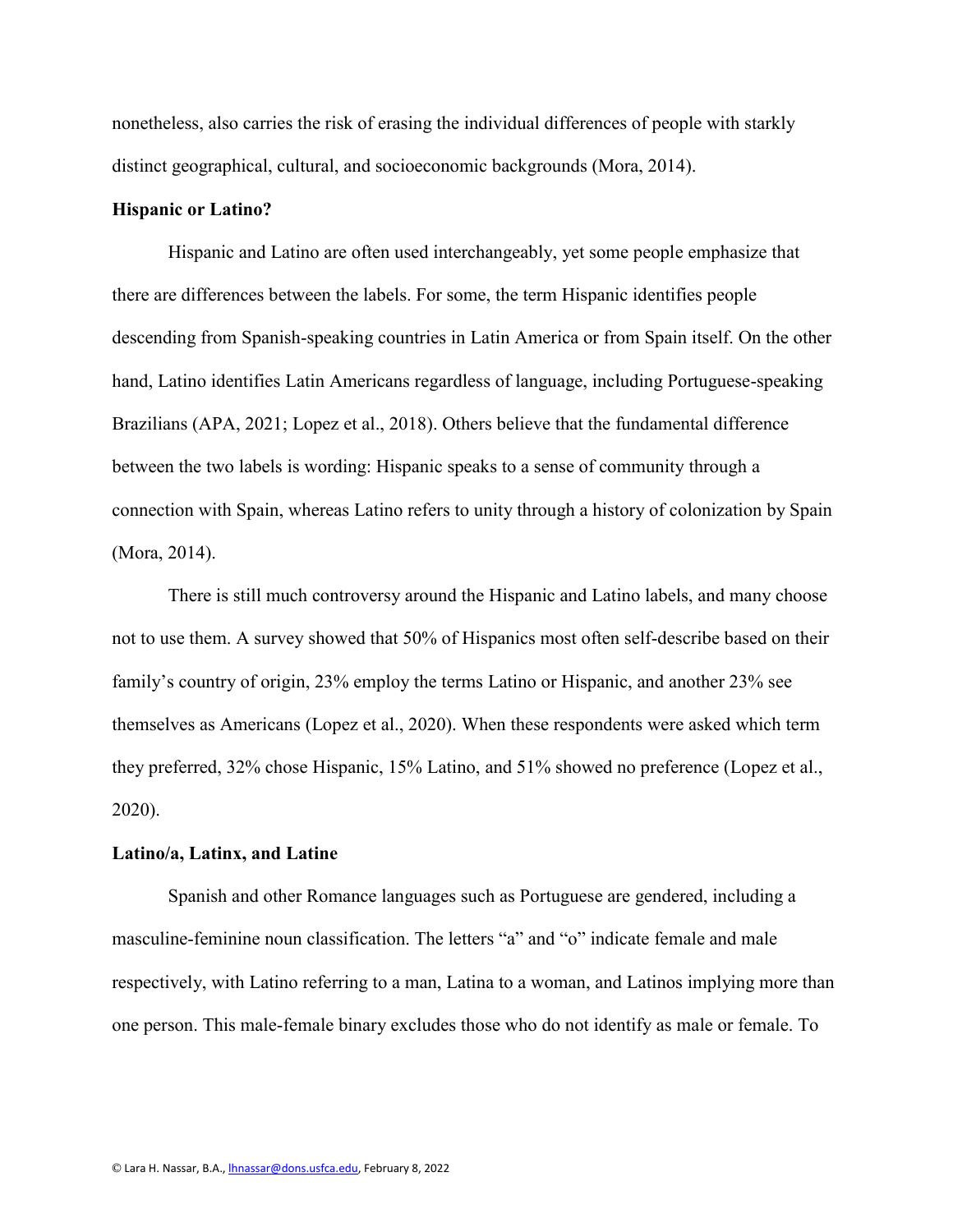nonetheless, also carries the risk of erasing the individual differences of people with starkly distinct geographical, cultural, and socioeconomic backgrounds (Mora, 2014).

**Hispanic or Latino?**

Hispanic and Latino are often used interchangeably, yet some people emphasize that there are differences between the labels. For some, the term Hispanic identifies people descending from Spanish-speaking countries in Latin America or from Spain itself. On the other hand, Latino identifies Latin Americans regardless of language, including Portuguese-speaking Brazilians (APA, 2021; Lopez et al., 2018). Others believe that the fundamental difference between the two labels is wording: Hispanic speaks to a sense of community through a connection with Spain, whereas Latino refers to unity through a history of colonization by Spain (Mora, 2014).

There is still much controversy around the Hispanic and Latino labels, and many choose not to use them. A survey showed that 50% of Hispanics most often self-describe based on their family's country of origin, 23% employ the terms Latino or Hispanic, and another 23% see themselves as Americans (Lopez et al., 2020). When these respondents were asked which term they preferred, 32% chose Hispanic, 15% Latino, and 51% showed no preference (Lopez et al., 2020).

**Latino/a, Latinx, and Latine**

Spanish and other Romance languages such as Portuguese are gendered, including a masculine-feminine noun classification. The letters "a" and "o" indicate female and male respectively, with Latino referring to a man, Latina to a woman, and Latinos implying more than one person. This male-female binary excludes those who do not identify as male or female. To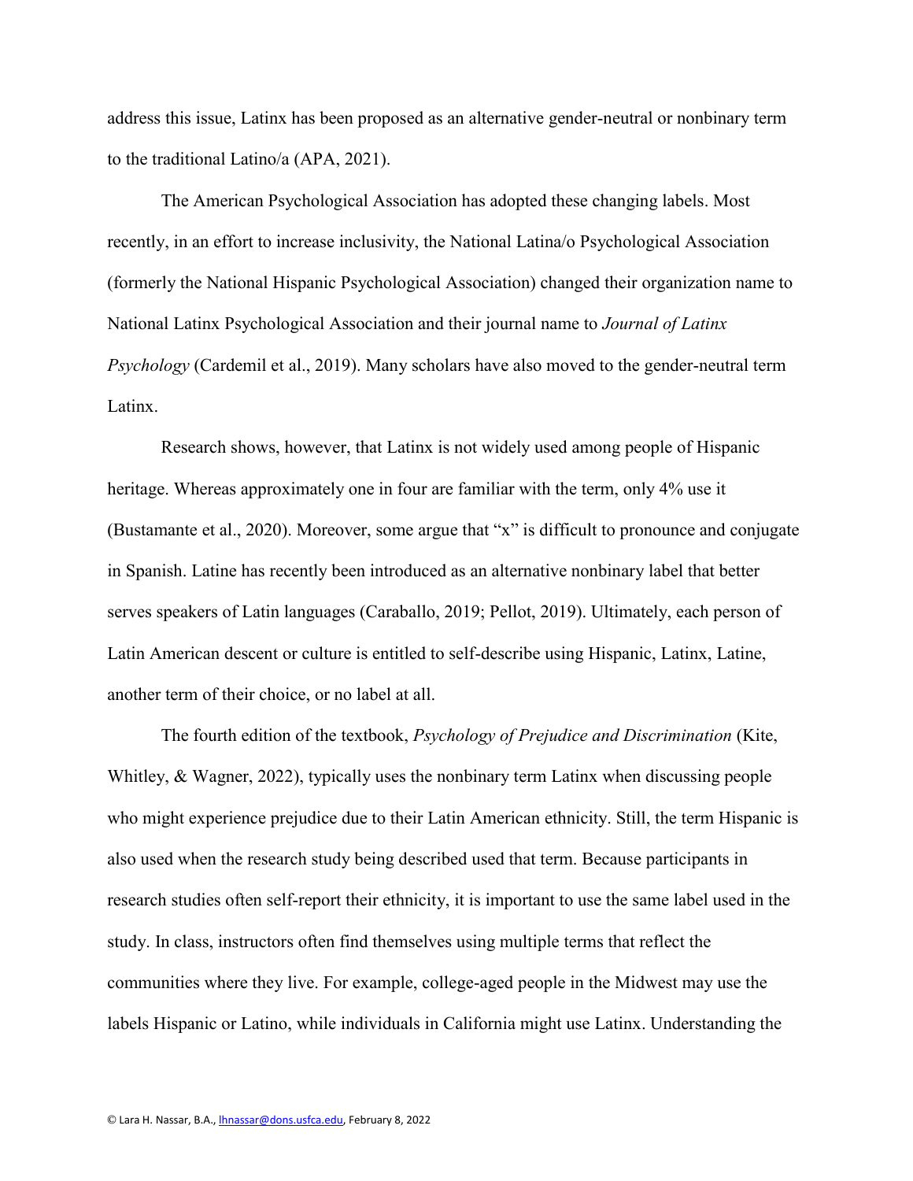address this issue, Latinx has been proposed as an alternative gender-neutral or nonbinary term to the traditional Latino/a (APA, 2021).

The American Psychological Association has adopted these changing labels. Most recently, in an effort to increase inclusivity, the National Latina/o Psychological Association (formerly the National Hispanic Psychological Association) changed their organization name to National Latinx Psychological Association and their journal name to *Journal of Latinx Psychology* (Cardemil et al., 2019). Many scholars have also moved to the gender-neutral term Latinx.

Research shows, however, that Latinx is not widely used among people of Hispanic heritage. Whereas approximately one in four are familiar with the term, only 4% use it (Bustamante et al., 2020). Moreover, some argue that "x" is difficult to pronounce and conjugate in Spanish. Latine has recently been introduced as an alternative nonbinary label that better serves speakers of Latin languages (Caraballo, 2019; Pellot, 2019). Ultimately, each person of Latin American descent or culture is entitled to self-describe using Hispanic, Latinx, Latine, another term of their choice, or no label at all.

The fourth edition of the textbook, *Psychology of Prejudice and Discrimination* (Kite, Whitley, & Wagner, 2022), typically uses the nonbinary term Latinx when discussing people who might experience prejudice due to their Latin American ethnicity. Still, the term Hispanic is also used when the research study being described used that term. Because participants in research studies often self-report their ethnicity, it is important to use the same label used in the study. In class, instructors often find themselves using multiple terms that reflect the communities where they live. For example, college-aged people in the Midwest may use the labels Hispanic or Latino, while individuals in California might use Latinx. Understanding the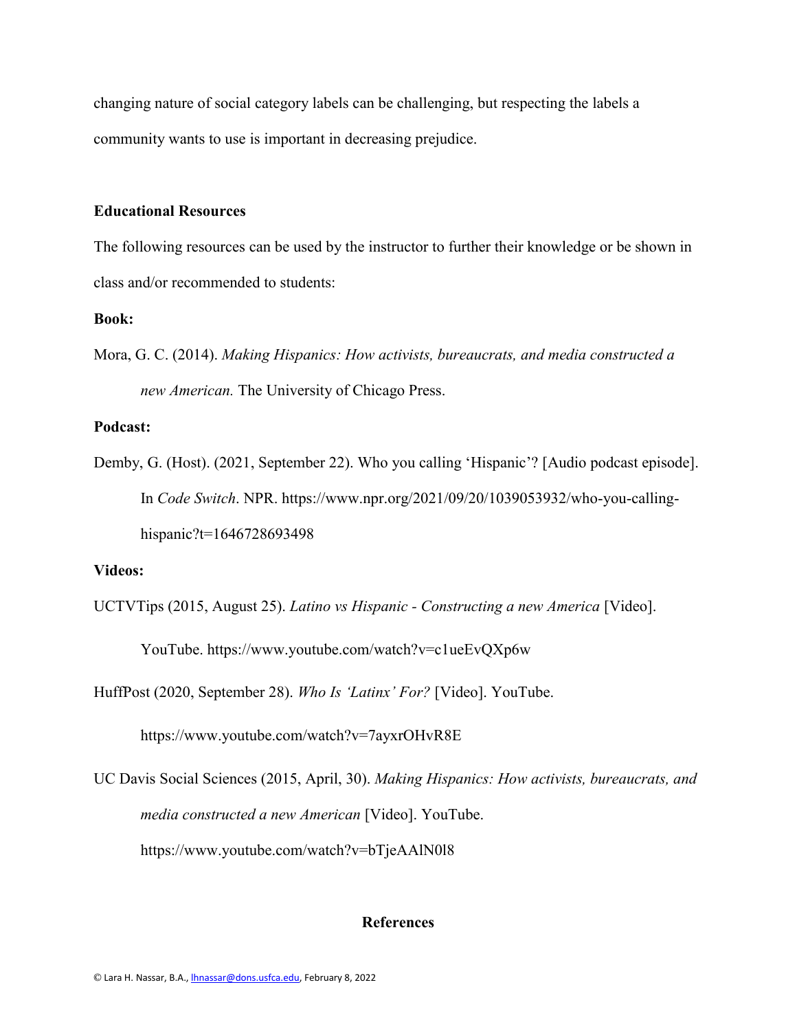changing nature of social category labels can be challenging, but respecting the labels a community wants to use is important in decreasing prejudice.

## Educational Resources

The following resources can be used by the instructor to further their knowledge or be shown in class and/or recommended to students:

**Book:**

Mora, G. C. (2014). *Making Hispanics: How activists, bureaucrats, and media constructed a new American.* The University of Chicago Press.

**Podcast:**

Demby, G. (Host). (2021, September 22). Who you calling 'Hispanic'? [Audio podcast episode]. In *Code Switch*. NPR. https://www.npr.org/2021/09/20/1039053932/who-you-calling-hispanic?t=1646728693498

**Videos:**

UCTVTips (2015, August 25). *Latino vs Hispanic - Constructing a new America* [Video]. YouTube. https://www.youtube.com/watch?v=c1ueEvQXp6w

HuffPost (2020, September 28). *Who Is 'Latinx' For?* [Video]. YouTube. https://www.youtube.com/watch?v=7ayxrOHvR8E

UC Davis Social Sciences (2015, April, 30). *Making Hispanics: How activists, bureaucrats, and media constructed a new American* [Video]. YouTube. https://www.youtube.com/watch?v=bTjeAAlN0l8

## References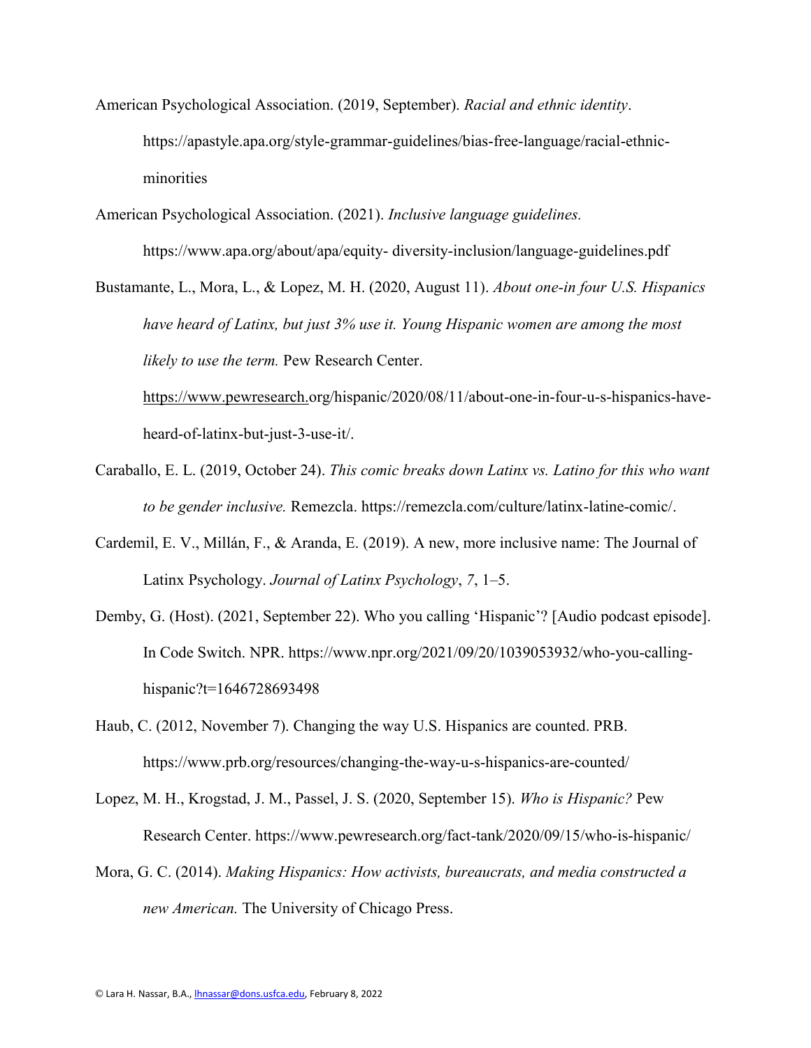American Psychological Association. (2019, September). *Racial and ethnic identity*. https://apastyle.apa.org/style-grammar-guidelines/bias-free-language/racial-ethnic-minorities

American Psychological Association. (2021). *Inclusive language guidelines.* https://www.apa.org/about/apa/equity- diversity-inclusion/language-guidelines.pdf

Bustamante, L., Mora, L., & Lopez, M. H. (2020, August 11). *About one-in four U.S. Hispanics have heard of Latinx, but just 3% use it. Young Hispanic women are among the most likely to use the term.* Pew Research Center. https://www.pewresearch.org/hispanic/2020/08/11/about-one-in-four-u-s-hispanics-have-heard-of-latinx-but-just-3-use-it/.

Caraballo, E. L. (2019, October 24). *This comic breaks down Latinx vs. Latino for this who want to be gender inclusive.* Remezcla. https://remezcla.com/culture/latinx-latine-comic/.

Cardemil, E. V., Millán, F., & Aranda, E. (2019). A new, more inclusive name: The Journal of Latinx Psychology. *Journal of Latinx Psychology*, *7*, 1–5.

Demby, G. (Host). (2021, September 22). Who you calling 'Hispanic'? [Audio podcast episode]. In Code Switch. NPR. https://www.npr.org/2021/09/20/1039053932/who-you-calling-hispanic?t=1646728693498

Haub, C. (2012, November 7). Changing the way U.S. Hispanics are counted. PRB. https://www.prb.org/resources/changing-the-way-u-s-hispanics-are-counted/

Lopez, M. H., Krogstad, J. M., Passel, J. S. (2020, September 15). *Who is Hispanic?* Pew Research Center. https://www.pewresearch.org/fact-tank/2020/09/15/who-is-hispanic/

Mora, G. C. (2014). *Making Hispanics: How activists, bureaucrats, and media constructed a new American.* The University of Chicago Press.

© Lara H. Nassar, B.A., lhnassar@dons.usfca.edu, February 8, 2022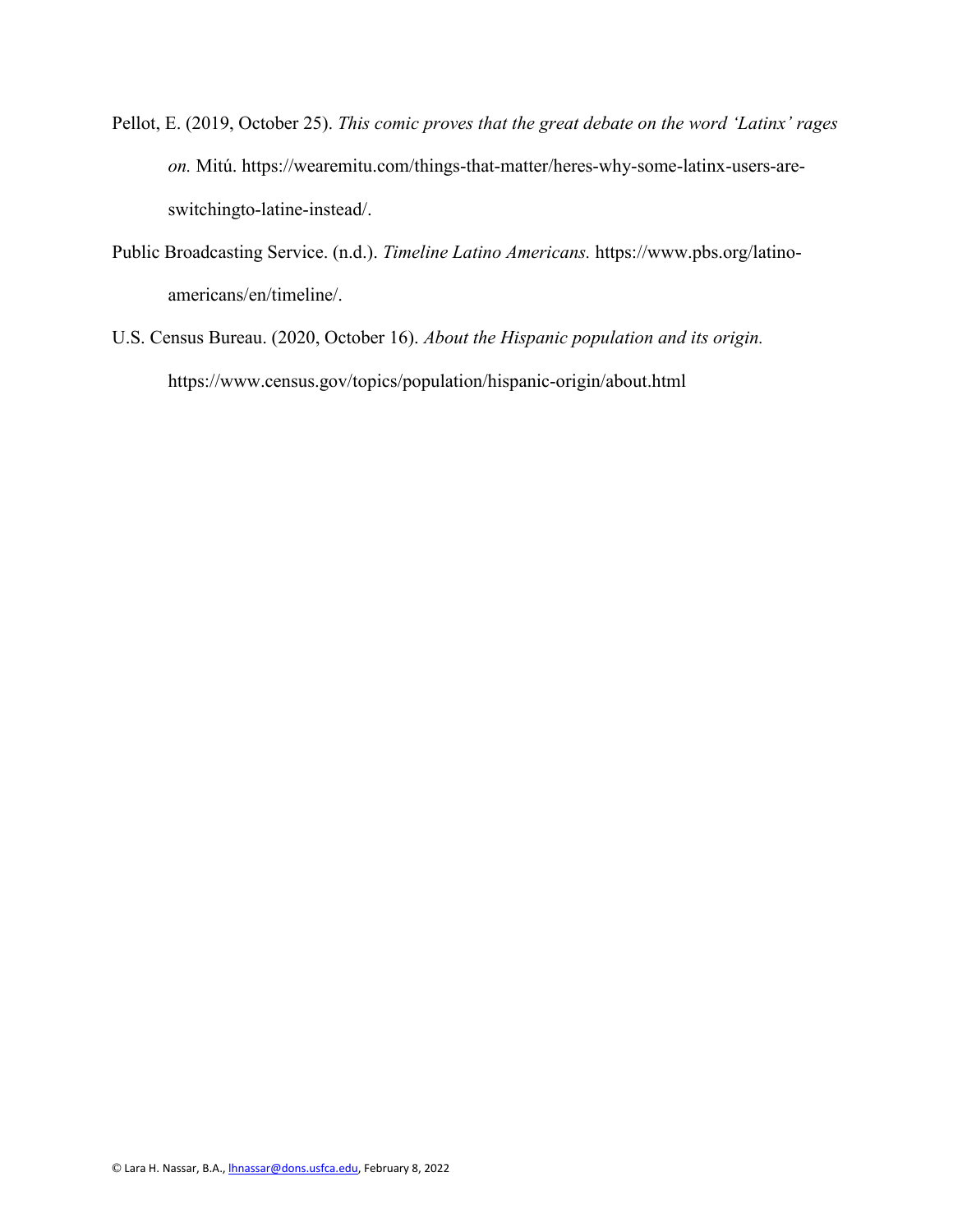Pellot, E. (2019, October 25). *This comic proves that the great debate on the word 'Latinx' rages on.* Mitú. https://wearemitu.com/things-that-matter/heres-why-some-latinx-users-are-switchingto-latine-instead/.

Public Broadcasting Service. (n.d.). *Timeline Latino Americans.* https://www.pbs.org/latino-americans/en/timeline/.

U.S. Census Bureau. (2020, October 16). *About the Hispanic population and its origin.* https://www.census.gov/topics/population/hispanic-origin/about.html